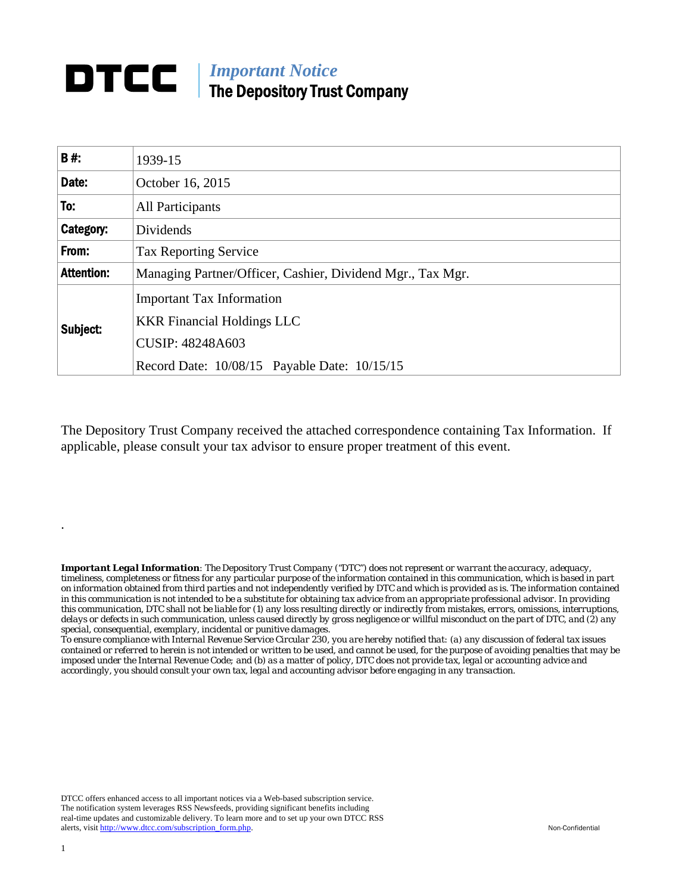# DTCC

*Important Notice*

**The Depository Trust Company**

| **B #:** | 1939-15 |
|---|---|
| **Date:** | October 16, 2015 |
| **To:** | All Participants |
| **Category:** | Dividends |
| **From:** | Tax Reporting Service |
| **Attention:** | Managing Partner/Officer, Cashier, Dividend Mgr., Tax Mgr. |
| **Subject:** | Important Tax Information<br>KKR Financial Holdings LLC<br>CUSIP: 48248A603<br>Record Date: 10/08/15 Payable Date: 10/15/15 |

The Depository Trust Company received the attached correspondence containing Tax Information. If applicable, please consult your tax advisor to ensure proper treatment of this event.

.

***Important Legal Information**: The Depository Trust Company ("DTC") does not represent or warrant the accuracy, adequacy, timeliness, completeness or fitness for any particular purpose of the information contained in this communication, which is based in part on information obtained from third parties and not independently verified by DTC and which is provided as is. The information contained in this communication is not intended to be a substitute for obtaining tax advice from an appropriate professional advisor. In providing this communication, DTC shall not be liable for (1) any loss resulting directly or indirectly from mistakes, errors, omissions, interruptions, delays or defects in such communication, unless caused directly by gross negligence or willful misconduct on the part of DTC, and (2) any special, consequential, exemplary, incidental or punitive damages.*

*To ensure compliance with Internal Revenue Service Circular 230, you are hereby notified that: (a) any discussion of federal tax issues contained or referred to herein is not intended or written to be used, and cannot be used, for the purpose of avoiding penalties that may be imposed under the Internal Revenue Code; and (b) as a matter of policy, DTC does not provide tax, legal or accounting advice and accordingly, you should consult your own tax, legal and accounting advisor before engaging in any transaction.*

DTCC offers enhanced access to all important notices via a Web-based subscription service. The notification system leverages RSS Newsfeeds, providing significant benefits including real-time updates and customizable delivery. To learn more and to set up your own DTCC RSS alerts, visit http://www.dtcc.com/subscription_form.php.

Non-Confidential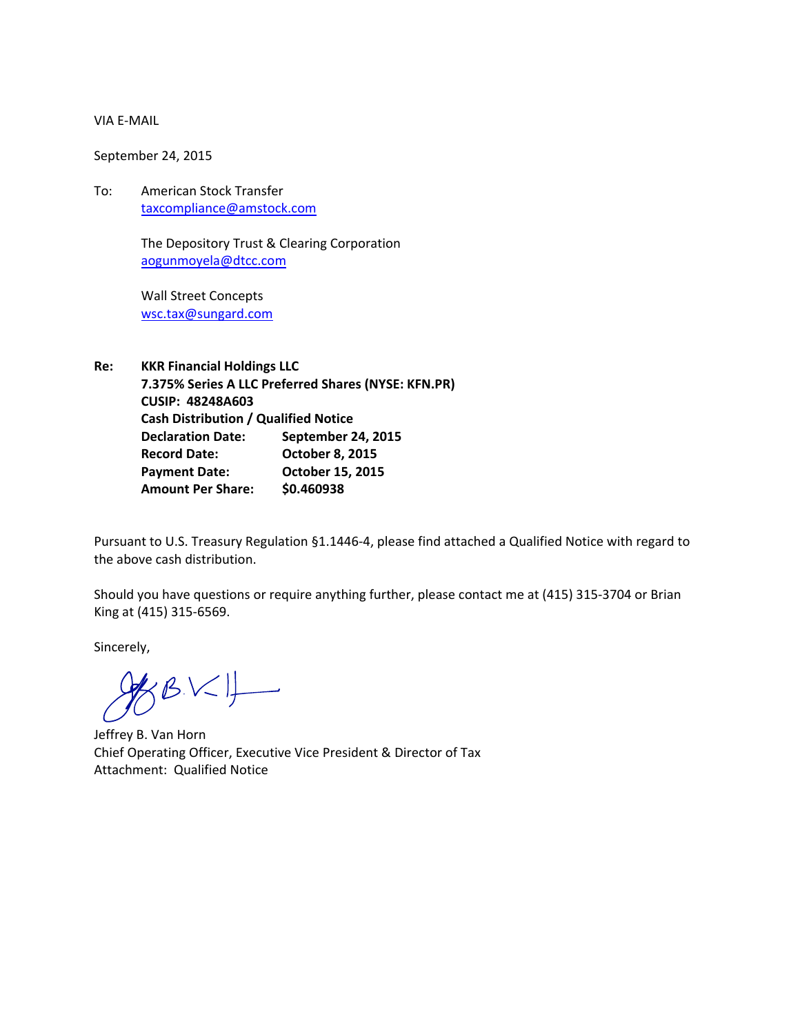VIA E-MAIL

September 24, 2015

To: American Stock Transfer
taxcompliance@amstock.com

The Depository Trust & Clearing Corporation
aogunmoyela@dtcc.com

Wall Street Concepts
wsc.tax@sungard.com

**Re: KKR Financial Holdings LLC**
**7.375% Series A LLC Preferred Shares (NYSE: KFN.PR)**
**CUSIP: 48248A603**
**Cash Distribution / Qualified Notice**
**Declaration Date: September 24, 2015**
**Record Date: October 8, 2015**
**Payment Date: October 15, 2015**
**Amount Per Share: $0.460938**

Pursuant to U.S. Treasury Regulation §1.1446-4, please find attached a Qualified Notice with regard to the above cash distribution.

Should you have questions or require anything further, please contact me at (415) 315-3704 or Brian King at (415) 315-6569.

Sincerely,

Jeffrey B. Van Horn
Chief Operating Officer, Executive Vice President & Director of Tax
Attachment: Qualified Notice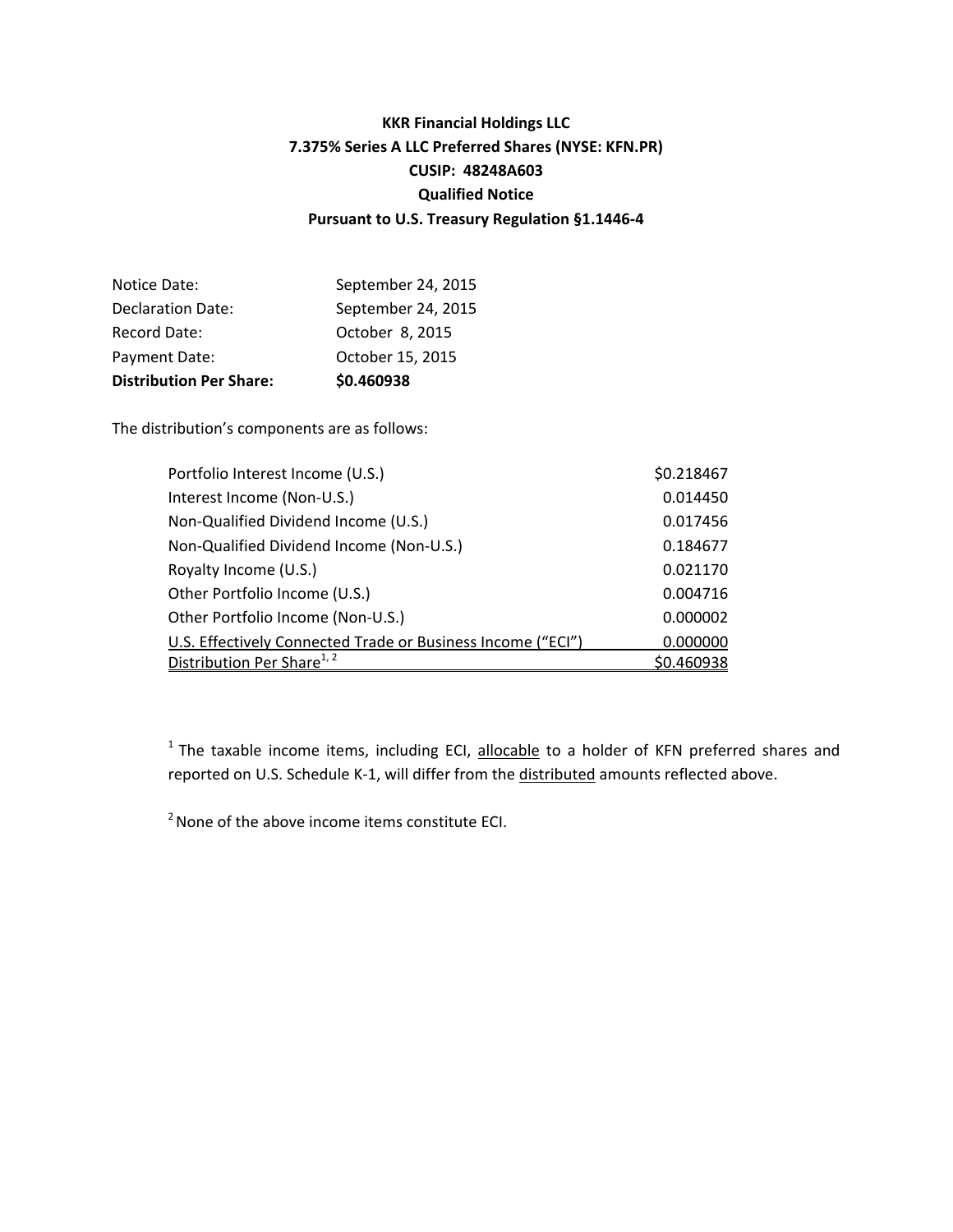**KKR Financial Holdings LLC**

**7.375% Series A LLC Preferred Shares (NYSE: KFN.PR)**

**CUSIP: 48248A603**

**Qualified Notice**

**Pursuant to U.S. Treasury Regulation §1.1446-4**

| | |
|---|---|
| Notice Date: | September 24, 2015 |
| Declaration Date: | September 24, 2015 |
| Record Date: | October 8, 2015 |
| Payment Date: | October 15, 2015 |
| **Distribution Per Share:** | **$0.460938** |

The distribution's components are as follows:

| | |
|---|---|
| Portfolio Interest Income (U.S.) | $0.218467 |
| Interest Income (Non-U.S.) | 0.014450 |
| Non-Qualified Dividend Income (U.S.) | 0.017456 |
| Non-Qualified Dividend Income (Non-U.S.) | 0.184677 |
| Royalty Income (U.S.) | 0.021170 |
| Other Portfolio Income (U.S.) | 0.004716 |
| Other Portfolio Income (Non-U.S.) | 0.000002 |
| U.S. Effectively Connected Trade or Business Income ("ECI") | 0.000000 |
| Distribution Per Share[1, 2] | $0.460938 |

[1] The taxable income items, including ECI, allocable to a holder of KFN preferred shares and reported on U.S. Schedule K-1, will differ from the distributed amounts reflected above.

[2] None of the above income items constitute ECI.